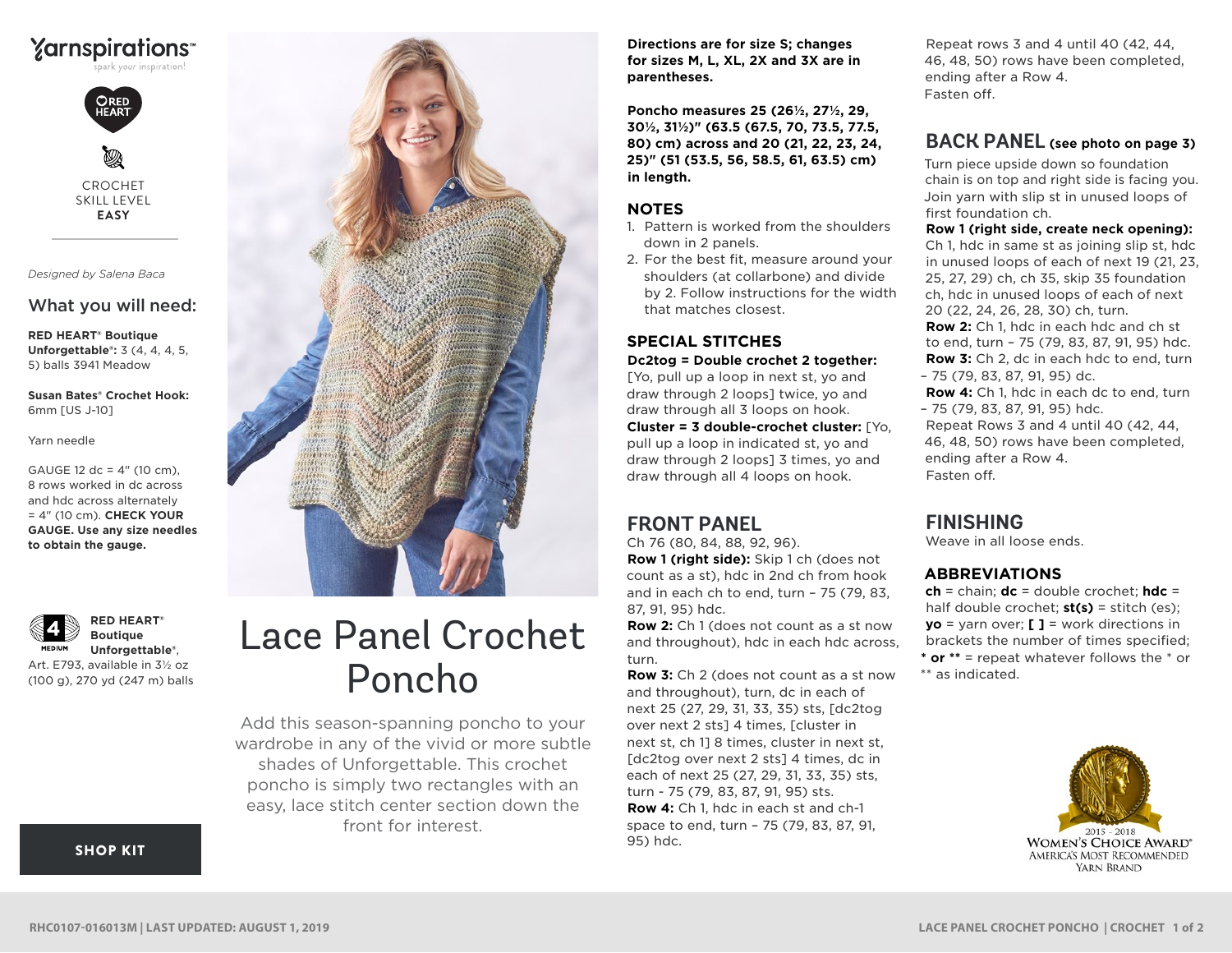Yarnspirations™
spark your inspiration!

RED HEART

CROCHET
SKILL LEVEL
**EASY**

*Designed by Salena Baca*

## What you will need:

**RED HEART® Boutique Unforgettable®:** 3 (4, 4, 4, 5, 5) balls 3941 Meadow

**Susan Bates® Crochet Hook:** 6mm [US J-10]

Yarn needle

GAUGE 12 dc = 4" (10 cm), 8 rows worked in dc across and hdc across alternately = 4" (10 cm). **CHECK YOUR GAUGE. Use any size needles to obtain the gauge.**

4 MEDIUM

**RED HEART® Boutique Unforgettable®**, Art. E793, available in 3½ oz (100 g), 270 yd (247 m) balls

**SHOP KIT**

# Lace Panel Crochet Poncho

Add this season-spanning poncho to your wardrobe in any of the vivid or more subtle shades of Unforgettable. This crochet poncho is simply two rectangles with an easy, lace stitch center section down the front for interest.

**Directions are for size S; changes for sizes M, L, XL, 2X and 3X are in parentheses.**

**Poncho measures 25 (26½, 27½, 29, 30½, 31½)" (63.5 (67.5, 70, 73.5, 77.5, 80) cm) across and 20 (21, 22, 23, 24, 25)" (51 (53.5, 56, 58.5, 61, 63.5) cm) in length.**

## NOTES

1. Pattern is worked from the shoulders down in 2 panels.
2. For the best fit, measure around your shoulders (at collarbone) and divide by 2. Follow instructions for the width that matches closest.

## SPECIAL STITCHES

**Dc2tog = Double crochet 2 together:** [Yo, pull up a loop in next st, yo and draw through 2 loops] twice, yo and draw through all 3 loops on hook.

**Cluster = 3 double-crochet cluster:** [Yo, pull up a loop in indicated st, yo and draw through 2 loops] 3 times, yo and draw through all 4 loops on hook.

## FRONT PANEL

Ch 76 (80, 84, 88, 92, 96).

**Row 1 (right side):** Skip 1 ch (does not count as a st), hdc in 2nd ch from hook and in each ch to end, turn – 75 (79, 83, 87, 91, 95) hdc.

**Row 2:** Ch 1 (does not count as a st now and throughout), hdc in each hdc across, turn.

**Row 3:** Ch 2 (does not count as a st now and throughout), turn, dc in each of next 25 (27, 29, 31, 33, 35) sts, [dc2tog over next 2 sts] 4 times, [cluster in next st, ch 1] 8 times, cluster in next st, [dc2tog over next 2 sts] 4 times, dc in each of next 25 (27, 29, 31, 33, 35) sts, turn - 75 (79, 83, 87, 91, 95) sts.

**Row 4:** Ch 1, hdc in each st and ch-1 space to end, turn – 75 (79, 83, 87, 91, 95) hdc.

Repeat rows 3 and 4 until 40 (42, 44, 46, 48, 50) rows have been completed, ending after a Row 4.

Fasten off.

## BACK PANEL (see photo on page 3)

Turn piece upside down so foundation chain is on top and right side is facing you. Join yarn with slip st in unused loops of first foundation ch.

**Row 1 (right side, create neck opening):** Ch 1, hdc in same st as joining slip st, hdc in unused loops of each of next 19 (21, 23, 25, 27, 29) ch, ch 35, skip 35 foundation ch, hdc in unused loops of each of next 20 (22, 24, 26, 28, 30) ch, turn.

**Row 2:** Ch 1, hdc in each hdc and ch st to end, turn – 75 (79, 83, 87, 91, 95) hdc.

**Row 3:** Ch 2, dc in each hdc to end, turn – 75 (79, 83, 87, 91, 95) dc.

**Row 4:** Ch 1, hdc in each dc to end, turn – 75 (79, 83, 87, 91, 95) hdc.

Repeat Rows 3 and 4 until 40 (42, 44, 46, 48, 50) rows have been completed, ending after a Row 4.

Fasten off.

## FINISHING

Weave in all loose ends.

## ABBREVIATIONS

**ch** = chain; **dc** = double crochet; **hdc** = half double crochet; **st(s)** = stitch (es); **yo** = yarn over; **[ ]** = work directions in brackets the number of times specified; **\* or \*\*** = repeat whatever follows the * or ** as indicated.

2015 - 2018 WOMEN'S CHOICE AWARD® AMERICA'S MOST RECOMMENDED YARN BRAND

RHC0107-016013M | LAST UPDATED: AUGUST 1, 2019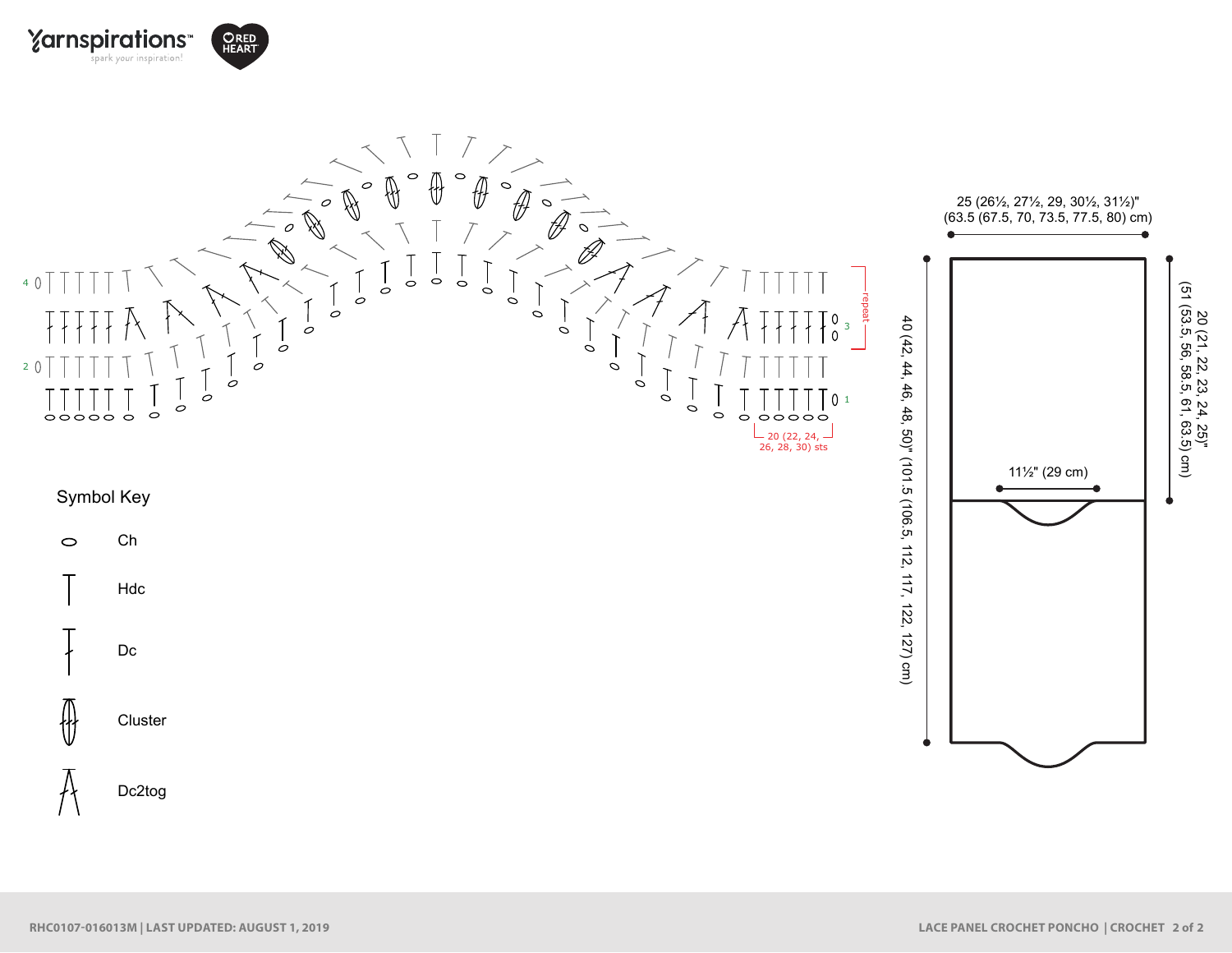4
3
2
1
repeat
20 (22, 24, 26, 28, 30) sts

## Symbol Key

Ch

Hdc

Dc

Cluster

Dc2tog

25 (26½, 27½, 29, 30½, 31½)"
(63.5 (67.5, 70, 73.5, 77.5, 80) cm)

40 (42, 44, 46, 48, 50)" (101.5 (106.5, 112, 117, 122, 127) cm)

20 (21, 22, 23, 24, 25)"
(51 (53.5, 56, 58.5, 61, 63.5) cm)

11½" (29 cm)

RHC0107-016013M | LAST UPDATED: AUGUST 1, 2019

LACE PANEL CROCHET PONCHO | CROCHET